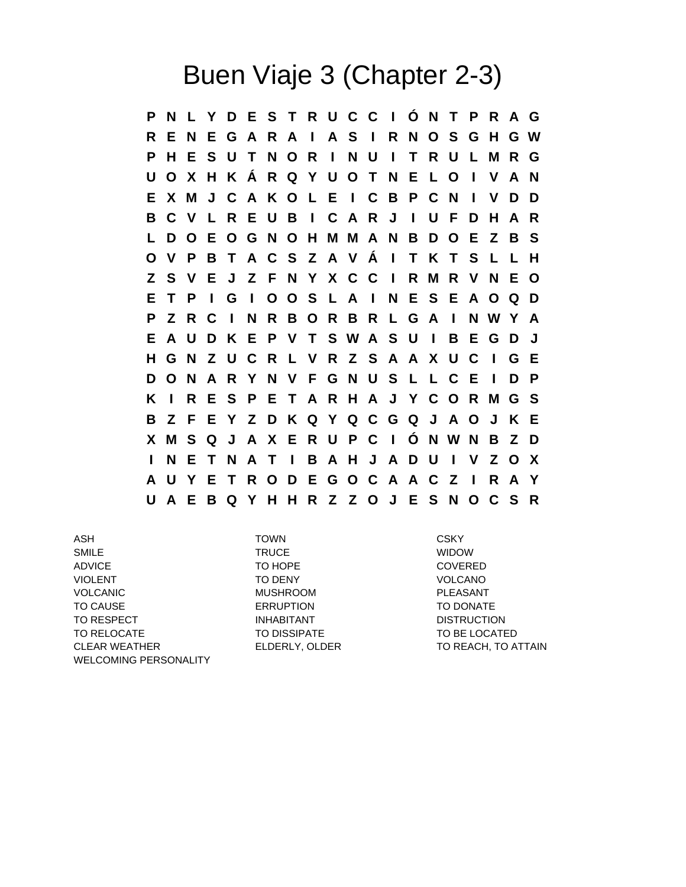# Buen Viaje 3 (Chapter 2-3)

```
P N L Y D E S T R U C C I Ó N T P R A G
R E N E G A R A I A S I R N O S G H G W
P H E S U T N O R I N U I T R U L M R G
U O X H K Á R Q Y U O T N E L O I V A N
E X M J C A K O L E I C B P C N I V D D
B C V L R E U B I C A R J I U F D H A R
L D O E O G N O H M M A N B D O E Z B S
O V P B T A C S Z A V Á I T K T S L L H
Z S V E J Z F N Y X C C I R M R V N E O
E T P I G I O O S L A I N E S E A O Q D
P Z R C I N R B O R B R L G A I N W Y A
E A U D K E P V T S W A S U I B E G D J
H G N Z U C R L V R Z S A A X U C I G E
D O N A R Y N V F G N U S L L C E I D P
K I R E S P E T A R H A J Y C O R M G S
B Z F E Y Z D K Q Y Q C G Q J A O J K E
X M S Q J A X E R U P C I Ó N W N B Z D
I N E T N A T I B A H J A D U I V Z O X
A U Y E T R O D E G O C A A C Z I R A Y
U A E B Q Y H H R Z Z O J E S N O C S R
```

| | | |
|---|---|---|
| ASH | TOWN | CSKY |
| SMILE | TRUCE | WIDOW |
| ADVICE | TO HOPE | COVERED |
| VIOLENT | TO DENY | VOLCANO |
| VOLCANIC | MUSHROOM | PLEASANT |
| TO CAUSE | ERRUPTION | TO DONATE |
| TO RESPECT | INHABITANT | DISTRUCTION |
| TO RELOCATE | TO DISSIPATE | TO BE LOCATED |
| CLEAR WEATHER | ELDERLY, OLDER | TO REACH, TO ATTAIN |
| WELCOMING PERSONALITY | | |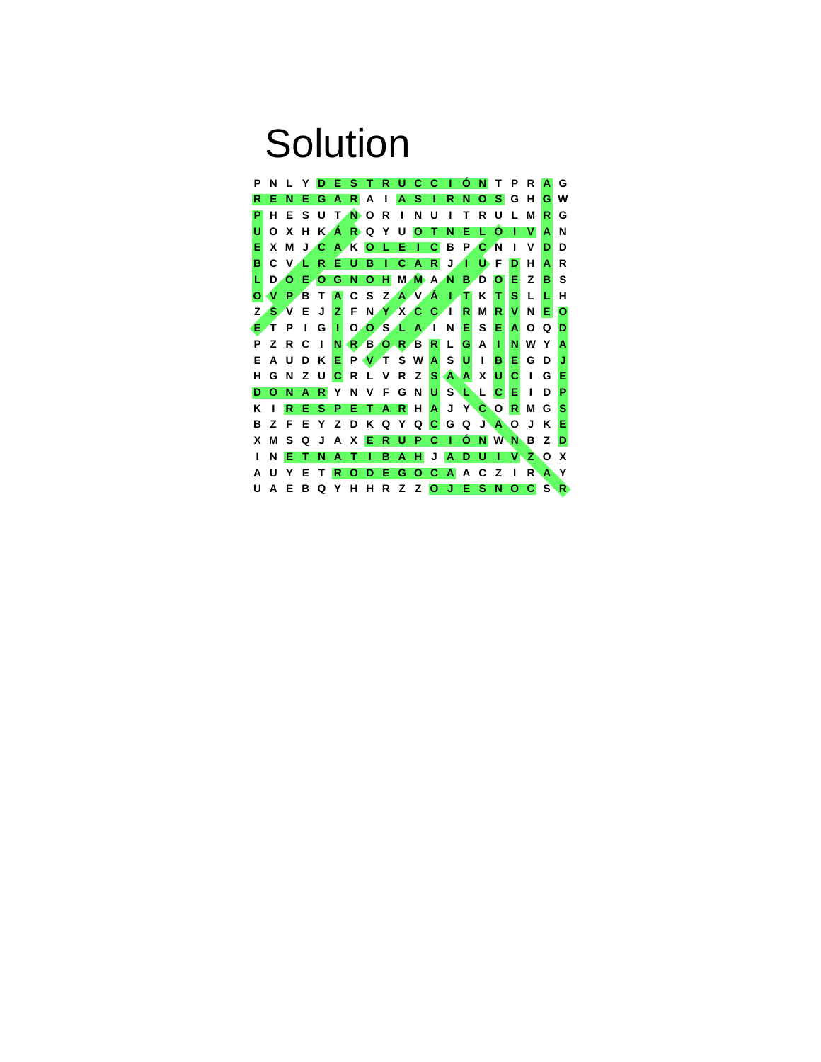# Solution

| | | | | | | | | | | | | | | | | | | | |
|---|---|---|---|---|---|---|---|---|---|---|---|---|---|---|---|---|---|---|---|
| P | N | L | Y | D | E | S | T | R | U | C | C | I | Ó | N | T | P | R | A | G |
| R | E | N | E | G | A | R | A | I | A | S | I | R | N | O | S | G | H | G | W |
| P | H | E | S | U | T | N | O | R | I | N | U | I | T | R | U | L | M | R | G |
| U | O | X | H | K | Á | R | Q | Y | U | O | T | N | E | L | O | I | V | A | N |
| E | X | M | J | C | A | K | O | L | E | I | C | B | P | C | N | I | V | D | D |
| B | C | V | L | R | E | U | B | I | C | A | R | J | I | U | F | D | H | A | R |
| L | D | O | E | O | G | N | O | H | M | M | A | N | B | D | O | E | Z | B | S |
| O | V | P | B | T | A | C | S | Z | A | V | Á | I | T | K | T | S | L | L | H |
| Z | S | V | E | J | Z | F | N | Y | X | C | C | I | R | M | R | V | N | E | O |
| E | T | P | I | G | I | O | O | S | L | A | I | N | E | S | E | A | O | Q | D |
| P | Z | R | C | I | N | R | B | O | R | B | R | L | G | A | I | N | W | Y | A |
| E | A | U | D | K | E | P | V | T | S | W | A | S | U | I | B | E | G | D | J |
| H | G | N | Z | U | C | R | L | V | R | Z | S | A | A | X | U | C | I | G | E |
| D | O | N | A | R | Y | N | V | F | G | N | U | S | L | L | C | E | I | D | P |
| K | I | R | E | S | P | E | T | A | R | H | A | J | Y | C | O | R | M | G | S |
| B | Z | F | E | Y | Z | D | K | Q | Y | Q | C | G | Q | J | A | O | J | K | E |
| X | M | S | Q | J | A | X | E | R | U | P | C | I | Ó | N | W | N | B | Z | D |
| I | N | E | T | N | A | T | I | B | A | H | J | A | D | U | I | V | Z | O | X |
| A | U | Y | E | T | R | O | D | E | G | O | C | A | A | C | Z | I | R | A | Y |
| U | A | E | B | Q | Y | H | H | R | Z | Z | O | J | E | S | N | O | C | S | R |